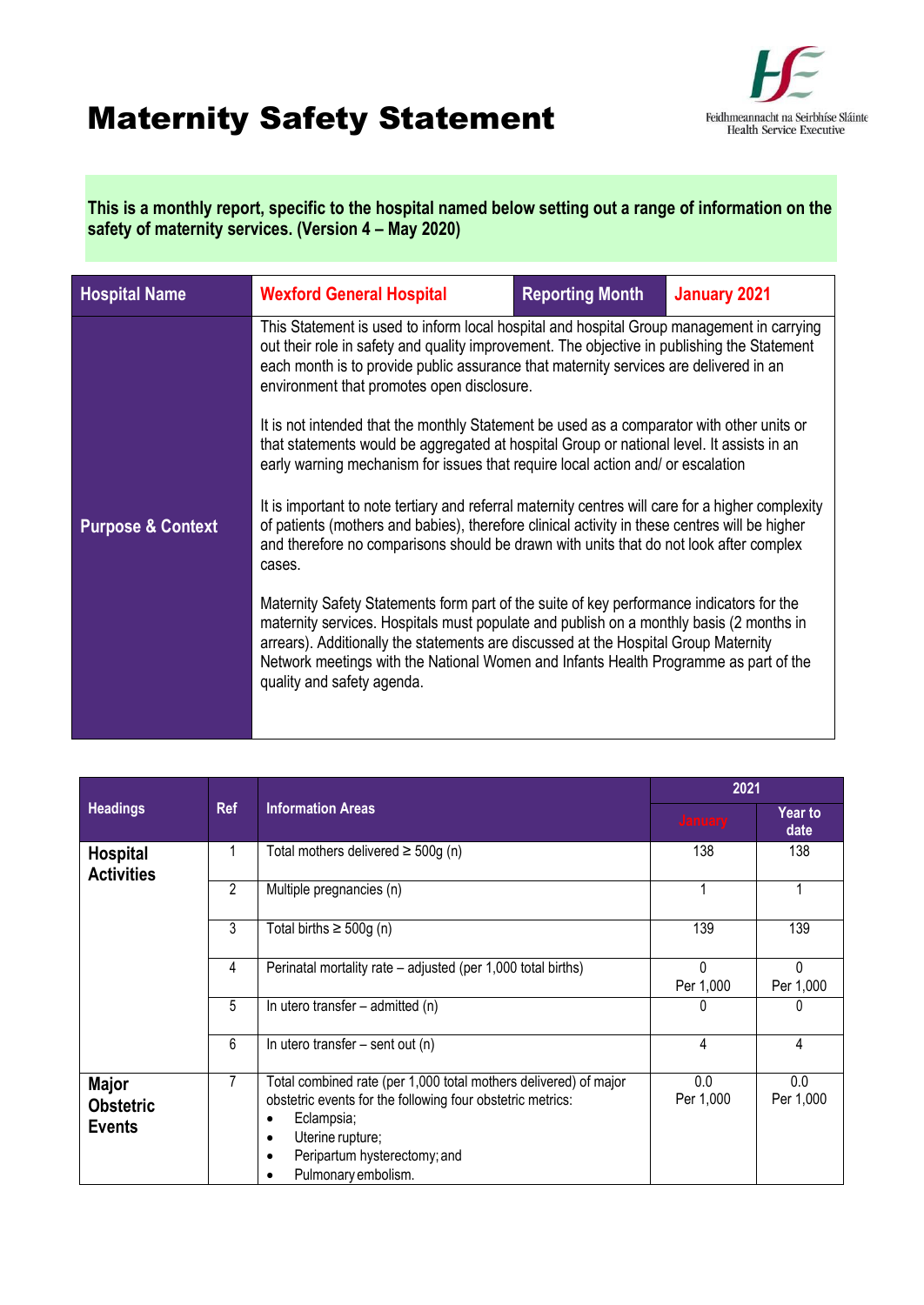# Maternity Safety Statement

Feidhmeannacht na Seirbhíse Sláinte
Health Service Executive

**This is a monthly report, specific to the hospital named below setting out a range of information on the safety of maternity services. (Version 4 – May 2020)**

| Hospital Name | Wexford General Hospital | Reporting Month | January 2021 |
|---|---|---|---|
| Purpose & Context | This Statement is used to inform local hospital and hospital Group management in carrying out their role in safety and quality improvement. The objective in publishing the Statement each month is to provide public assurance that maternity services are delivered in an environment that promotes open disclosure.<br><br>It is not intended that the monthly Statement be used as a comparator with other units or that statements would be aggregated at hospital Group or national level. It assists in an early warning mechanism for issues that require local action and/ or escalation<br><br>It is important to note tertiary and referral maternity centres will care for a higher complexity of patients (mothers and babies), therefore clinical activity in these centres will be higher and therefore no comparisons should be drawn with units that do not look after complex cases.<br><br>Maternity Safety Statements form part of the suite of key performance indicators for the maternity services. Hospitals must populate and publish on a monthly basis (2 months in arrears). Additionally the statements are discussed at the Hospital Group Maternity Network meetings with the National Women and Infants Health Programme as part of the quality and safety agenda. | | |

| Headings | Ref | Information Areas | 2021 | |
|---|---|---|---|---|
| | | | January | Year to date |
| **Hospital Activities** | 1 | Total mothers delivered ≥ 500g (n) | 138 | 138 |
| | 2 | Multiple pregnancies (n) | 1 | 1 |
| | 3 | Total births ≥ 500g (n) | 139 | 139 |
| | 4 | Perinatal mortality rate – adjusted (per 1,000 total births) | 0 Per 1,000 | 0 Per 1,000 |
| | 5 | In utero transfer – admitted (n) | 0 | 0 |
| | 6 | In utero transfer – sent out (n) | 4 | 4 |
| **Major Obstetric Events** | 7 | Total combined rate (per 1,000 total mothers delivered) of major obstetric events for the following four obstetric metrics:<br>• Eclampsia;<br>• Uterine rupture;<br>• Peripartum hysterectomy; and<br>• Pulmonary embolism. | 0.0 Per 1,000 | 0.0 Per 1,000 |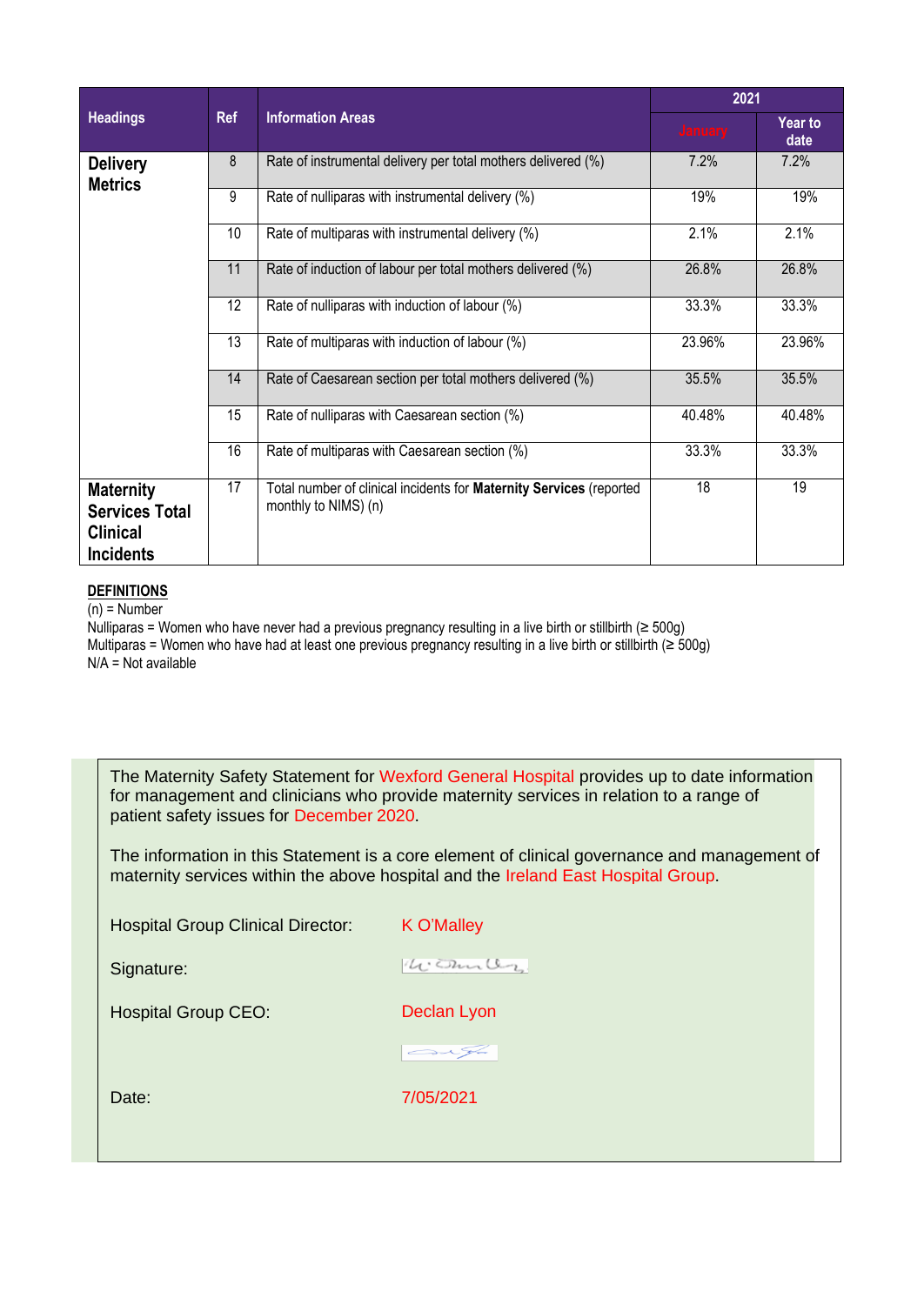| Headings | Ref | Information Areas | 2021 | |
|---|---|---|---|---|
| | | | January | Year to date |
| **Delivery Metrics** | 8 | Rate of instrumental delivery per total mothers delivered (%) | 7.2% | 7.2% |
| | 9 | Rate of nulliparas with instrumental delivery (%) | 19% | 19% |
| | 10 | Rate of multiparas with instrumental delivery (%) | 2.1% | 2.1% |
| | 11 | Rate of induction of labour per total mothers delivered (%) | 26.8% | 26.8% |
| | 12 | Rate of nulliparas with induction of labour (%) | 33.3% | 33.3% |
| | 13 | Rate of multiparas with induction of labour (%) | 23.96% | 23.96% |
| | 14 | Rate of Caesarean section per total mothers delivered (%) | 35.5% | 35.5% |
| | 15 | Rate of nulliparas with Caesarean section (%) | 40.48% | 40.48% |
| | 16 | Rate of multiparas with Caesarean section (%) | 33.3% | 33.3% |
| **Maternity Services Total Clinical Incidents** | 17 | Total number of clinical incidents for **Maternity Services** (reported monthly to NIMS) (n) | 18 | 19 |

**DEFINITIONS**

(n) = Number

Nulliparas = Women who have never had a previous pregnancy resulting in a live birth or stillbirth (≥ 500g)

Multiparas = Women who have had at least one previous pregnancy resulting in a live birth or stillbirth (≥ 500g)

N/A = Not available

The Maternity Safety Statement for Wexford General Hospital provides up to date information for management and clinicians who provide maternity services in relation to a range of patient safety issues for December 2020.

The information in this Statement is a core element of clinical governance and management of maternity services within the above hospital and the Ireland East Hospital Group.

Hospital Group Clinical Director: K O'Malley

Signature:

Hospital Group CEO: Declan Lyon

Date: 7/05/2021